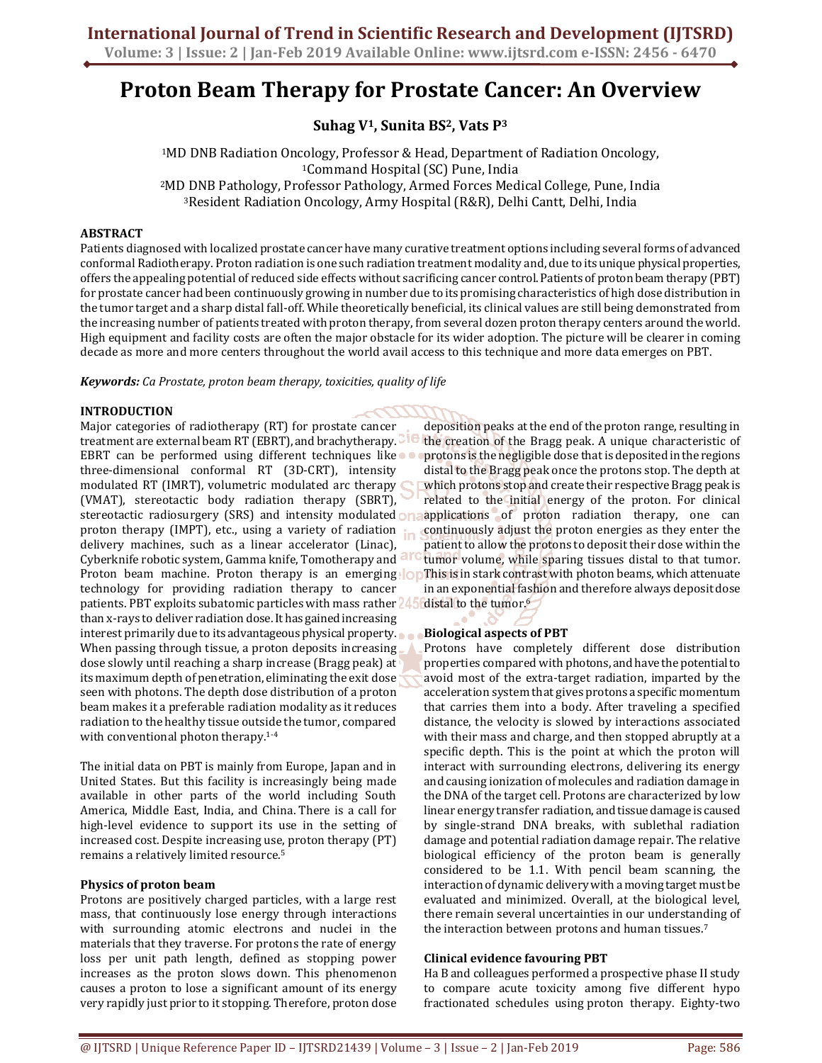# Proton Beam Therapy for Prostate Cancer: An Overview

**Suhag V[1], Sunita BS[2], Vats P[3]**

[1]MD DNB Radiation Oncology, Professor & Head, Department of Radiation Oncology,
[1]Command Hospital (SC) Pune, India
[2]MD DNB Pathology, Professor Pathology, Armed Forces Medical College, Pune, India
[3]Resident Radiation Oncology, Army Hospital (R&R), Delhi Cantt, Delhi, India

## ABSTRACT

Patients diagnosed with localized prostate cancer have many curative treatment options including several forms of advanced conformal Radiotherapy. Proton radiation is one such radiation treatment modality and, due to its unique physical properties, offers the appealing potential of reduced side effects without sacrificing cancer control. Patients of proton beam therapy (PBT) for prostate cancer had been continuously growing in number due to its promising characteristics of high dose distribution in the tumor target and a sharp distal fall-off. While theoretically beneficial, its clinical values are still being demonstrated from the increasing number of patients treated with proton therapy, from several dozen proton therapy centers around the world. High equipment and facility costs are often the major obstacle for its wider adoption. The picture will be clearer in coming decade as more and more centers throughout the world avail access to this technique and more data emerges on PBT.

***Keywords:*** *Ca Prostate, proton beam therapy, toxicities, quality of life*

## INTRODUCTION

Major categories of radiotherapy (RT) for prostate cancer treatment are external beam RT (EBRT), and brachytherapy. EBRT can be performed using different techniques like three-dimensional conformal RT (3D-CRT), intensity modulated RT (IMRT), volumetric modulated arc therapy (VMAT), stereotactic body radiation therapy (SBRT), stereotactic radiosurgery (SRS) and intensity modulated proton therapy (IMPT), etc., using a variety of radiation delivery machines, such as a linear accelerator (Linac), Cyberknife robotic system, Gamma knife, Tomotherapy and Proton beam machine. Proton therapy is an emerging technology for providing radiation therapy to cancer patients. PBT exploits subatomic particles with mass rather than x-rays to deliver radiation dose. It has gained increasing interest primarily due to its advantageous physical property. When passing through tissue, a proton deposits increasing dose slowly until reaching a sharp increase (Bragg peak) at its maximum depth of penetration, eliminating the exit dose seen with photons. The depth dose distribution of a proton beam makes it a preferable radiation modality as it reduces radiation to the healthy tissue outside the tumor, compared with conventional photon therapy.[1-4]

The initial data on PBT is mainly from Europe, Japan and in United States. But this facility is increasingly being made available in other parts of the world including South America, Middle East, India, and China. There is a call for high-level evidence to support its use in the setting of increased cost. Despite increasing use, proton therapy (PT) remains a relatively limited resource.[5]

### Physics of proton beam

Protons are positively charged particles, with a large rest mass, that continuously lose energy through interactions with surrounding atomic electrons and nuclei in the materials that they traverse. For protons the rate of energy loss per unit path length, defined as stopping power increases as the proton slows down. This phenomenon causes a proton to lose a significant amount of its energy very rapidly just prior to it stopping. Therefore, proton dose deposition peaks at the end of the proton range, resulting in the creation of the Bragg peak. A unique characteristic of protons is the negligible dose that is deposited in the regions distal to the Bragg peak once the protons stop. The depth at which protons stop and create their respective Bragg peak is related to the initial energy of the proton. For clinical applications of proton radiation therapy, one can continuously adjust the proton energies as they enter the patient to allow the protons to deposit their dose within the tumor volume, while sparing tissues distal to that tumor. This is in stark contrast with photon beams, which attenuate in an exponential fashion and therefore always deposit dose distal to the tumor.[6]

### Biological aspects of PBT

Protons have completely different dose distribution properties compared with photons, and have the potential to avoid most of the extra-target radiation, imparted by the acceleration system that gives protons a specific momentum that carries them into a body. After traveling a specified distance, the velocity is slowed by interactions associated with their mass and charge, and then stopped abruptly at a specific depth. This is the point at which the proton will interact with surrounding electrons, delivering its energy and causing ionization of molecules and radiation damage in the DNA of the target cell. Protons are characterized by low linear energy transfer radiation, and tissue damage is caused by single-strand DNA breaks, with sublethal radiation damage and potential radiation damage repair. The relative biological efficiency of the proton beam is generally considered to be 1.1. With pencil beam scanning, the interaction of dynamic delivery with a moving target must be evaluated and minimized. Overall, at the biological level, there remain several uncertainties in our understanding of the interaction between protons and human tissues.[7]

### Clinical evidence favouring PBT

Ha B and colleagues performed a prospective phase II study to compare acute toxicity among five different hypo fractionated schedules using proton therapy. Eighty-two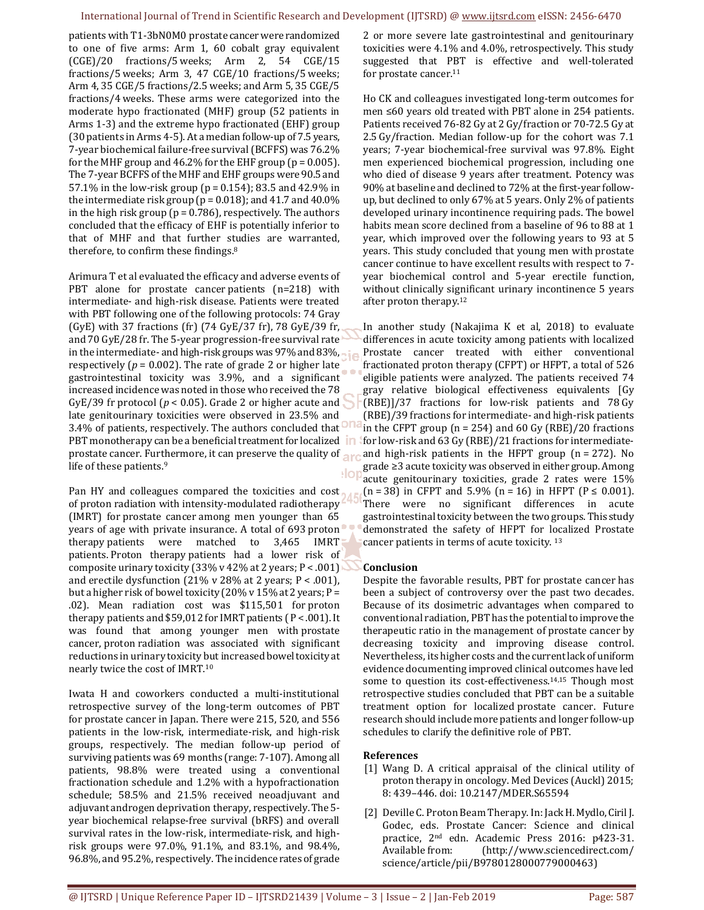patients with T1-3bN0M0 prostate cancer were randomized to one of five arms: Arm 1, 60 cobalt gray equivalent (CGE)/20 fractions/5 weeks; Arm 2, 54 CGE/15 fractions/5 weeks; Arm 3, 47 CGE/10 fractions/5 weeks; Arm 4, 35 CGE/5 fractions/2.5 weeks; and Arm 5, 35 CGE/5 fractions/4 weeks. These arms were categorized into the moderate hypo fractionated (MHF) group (52 patients in Arms 1-3) and the extreme hypo fractionated (EHF) group (30 patients in Arms 4-5). At a median follow-up of 7.5 years, 7-year biochemical failure-free survival (BCFFS) was 76.2% for the MHF group and 46.2% for the EHF group (p = 0.005). The 7-year BCFFS of the MHF and EHF groups were 90.5 and 57.1% in the low-risk group (p = 0.154); 83.5 and 42.9% in the intermediate risk group (p = 0.018); and 41.7 and 40.0% in the high risk group (p = 0.786), respectively. The authors concluded that the efficacy of EHF is potentially inferior to that of MHF and that further studies are warranted, therefore, to confirm these findings.[8]

Arimura T et al evaluated the efficacy and adverse events of PBT alone for prostate cancer patients (n=218) with intermediate- and high-risk disease. Patients were treated with PBT following one of the following protocols: 74 Gray (GyE) with 37 fractions (fr) (74 GyE/37 fr), 78 GyE/39 fr, and 70 GyE/28 fr. The 5-year progression-free survival rate in the intermediate- and high-risk groups was 97% and 83%, respectively (*p* = 0.002). The rate of grade 2 or higher late gastrointestinal toxicity was 3.9%, and a significant increased incidence was noted in those who received the 78 GyE/39 fr protocol (*p* < 0.05). Grade 2 or higher acute and late genitourinary toxicities were observed in 23.5% and 3.4% of patients, respectively. The authors concluded that PBT monotherapy can be a beneficial treatment for localized prostate cancer. Furthermore, it can preserve the quality of life of these patients.[9]

Pan HY and colleagues compared the toxicities and cost of proton radiation with intensity-modulated radiotherapy (IMRT) for prostate cancer among men younger than 65 years of age with private insurance. A total of 693 proton therapy patients were matched to 3,465 IMRT patients. Proton therapy patients had a lower risk of composite urinary toxicity (33% v 42% at 2 years; P < .001) and erectile dysfunction (21% v 28% at 2 years; P < .001), but a higher risk of bowel toxicity (20% v 15% at 2 years; P = .02). Mean radiation cost was $115,501 for proton therapy patients and $59,012 for IMRT patients ( P < .001). It was found that among younger men with prostate cancer, proton radiation was associated with significant reductions in urinary toxicity but increased bowel toxicity at nearly twice the cost of IMRT.[10]

Iwata H and coworkers conducted a multi-institutional retrospective survey of the long-term outcomes of PBT for prostate cancer in Japan. There were 215, 520, and 556 patients in the low-risk, intermediate-risk, and high-risk groups, respectively. The median follow-up period of surviving patients was 69 months (range: 7-107). Among all patients, 98.8% were treated using a conventional fractionation schedule and 1.2% with a hypofractionation schedule; 58.5% and 21.5% received neoadjuvant and adjuvant androgen deprivation therapy, respectively. The 5-year biochemical relapse-free survival (bRFS) and overall survival rates in the low-risk, intermediate-risk, and high-risk groups were 97.0%, 91.1%, and 83.1%, and 98.4%, 96.8%, and 95.2%, respectively. The incidence rates of grade 2 or more severe late gastrointestinal and genitourinary toxicities were 4.1% and 4.0%, retrospectively. This study suggested that PBT is effective and well-tolerated for prostate cancer.[11]

Ho CK and colleagues investigated long-term outcomes for men ≤60 years old treated with PBT alone in 254 patients. Patients received 76-82 Gy at 2 Gy/fraction or 70-72.5 Gy at 2.5 Gy/fraction. Median follow-up for the cohort was 7.1 years; 7-year biochemical-free survival was 97.8%. Eight men experienced biochemical progression, including one who died of disease 9 years after treatment. Potency was 90% at baseline and declined to 72% at the first-year follow-up, but declined to only 67% at 5 years. Only 2% of patients developed urinary incontinence requiring pads. The bowel habits mean score declined from a baseline of 96 to 88 at 1 year, which improved over the following years to 93 at 5 years. This study concluded that young men with prostate cancer continue to have excellent results with respect to 7-year biochemical control and 5-year erectile function, without clinically significant urinary incontinence 5 years after proton therapy.[12]

In another study (Nakajima K et al, 2018) to evaluate differences in acute toxicity among patients with localized Prostate cancer treated with either conventional fractionated proton therapy (CFPT) or HFPT, a total of 526 eligible patients were analyzed. The patients received 74 gray relative biological effectiveness equivalents [Gy (RBE)]/37 fractions for low-risk patients and 78 Gy (RBE)/39 fractions for intermediate- and high-risk patients in the CFPT group (n = 254) and 60 Gy (RBE)/20 fractions for low-risk and 63 Gy (RBE)/21 fractions for intermediate- and high-risk patients in the HFPT group (n = 272). No grade ≥3 acute toxicity was observed in either group. Among acute genitourinary toxicities, grade 2 rates were 15% (n = 38) in CFPT and 5.9% (n = 16) in HFPT (P ≤ 0.001). There were no significant differences in acute gastrointestinal toxicity between the two groups. This study demonstrated the safety of HFPT for localized Prostate cancer patients in terms of acute toxicity.[13]

**Conclusion**

Despite the favorable results, PBT for prostate cancer has been a subject of controversy over the past two decades. Because of its dosimetric advantages when compared to conventional radiation, PBT has the potential to improve the therapeutic ratio in the management of prostate cancer by decreasing toxicity and improving disease control. Nevertheless, its higher costs and the current lack of uniform evidence documenting improved clinical outcomes have led some to question its cost-effectiveness.[14,15] Though most retrospective studies concluded that PBT can be a suitable treatment option for localized prostate cancer. Future research should include more patients and longer follow-up schedules to clarify the definitive role of PBT.

**References**

[1] Wang D. A critical appraisal of the clinical utility of proton therapy in oncology. Med Devices (Auckl) 2015; 8: 439–446. doi: 10.2147/MDER.S65594

[2] Deville C. Proton Beam Therapy. In: Jack H. Mydlo, Ciril J. Godec, eds. Prostate Cancer: Science and clinical practice, 2nd edn. Academic Press 2016: p423-31. Available from: (http://www.sciencedirect.com/science/article/pii/B9780128000779000463)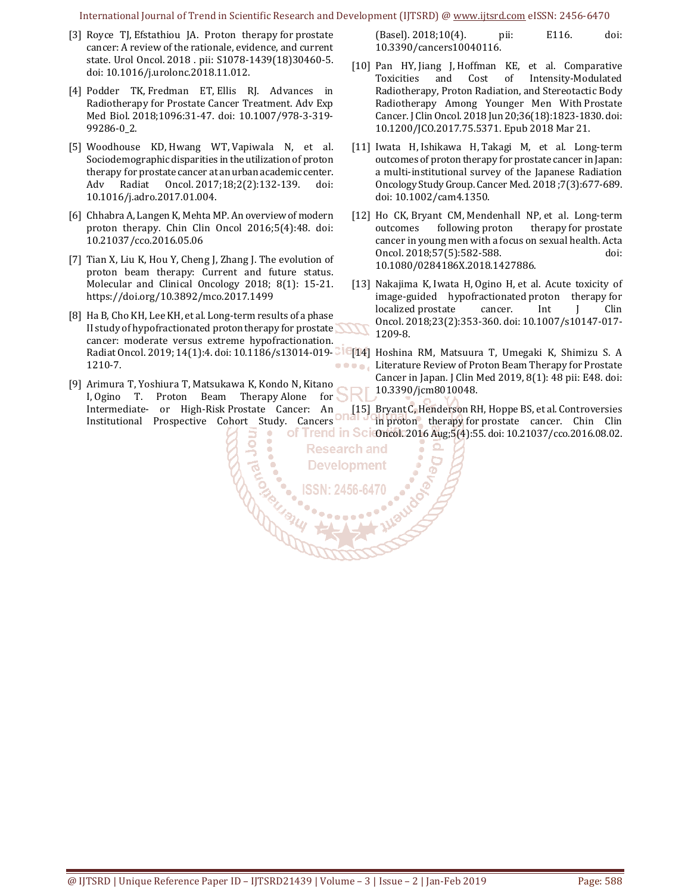[3] Royce TJ, Efstathiou JA. Proton therapy for prostate cancer: A review of the rationale, evidence, and current state. Urol Oncol. 2018 . pii: S1078-1439(18)30460-5. doi: 10.1016/j.urolonc.2018.11.012.

[4] Podder TK, Fredman ET, Ellis RJ. Advances in Radiotherapy for Prostate Cancer Treatment. Adv Exp Med Biol. 2018;1096:31-47. doi: 10.1007/978-3-319-99286-0_2.

[5] Woodhouse KD, Hwang WT, Vapiwala N, et al. Sociodemographic disparities in the utilization of proton therapy for prostate cancer at an urban academic center. Adv Radiat Oncol. 2017;18;2(2):132-139. doi: 10.1016/j.adro.2017.01.004.

[6] Chhabra A, Langen K, Mehta MP. An overview of modern proton therapy. Chin Clin Oncol 2016;5(4):48. doi: 10.21037/cco.2016.05.06

[7] Tian X, Liu K, Hou Y, Cheng J, Zhang J. The evolution of proton beam therapy: Current and future status. Molecular and Clinical Oncology 2018; 8(1): 15-21. https://doi.org/10.3892/mco.2017.1499

[8] Ha B, Cho KH, Lee KH, et al. Long-term results of a phase II study of hypofractionated proton therapy for prostate cancer: moderate versus extreme hypofractionation. Radiat Oncol. 2019; 14(1):4. doi: 10.1186/s13014-019-1210-7.

[9] Arimura T, Yoshiura T, Matsukawa K, Kondo N, Kitano I, Ogino T. Proton Beam Therapy Alone for Intermediate- or High-Risk Prostate Cancer: An Institutional Prospective Cohort Study. Cancers (Basel). 2018;10(4). pii: E116. doi: 10.3390/cancers10040116.

[10] Pan HY, Jiang J, Hoffman KE, et al. Comparative Toxicities and Cost of Intensity-Modulated Radiotherapy, Proton Radiation, and Stereotactic Body Radiotherapy Among Younger Men With Prostate Cancer. J Clin Oncol. 2018 Jun 20;36(18):1823-1830. doi: 10.1200/JCO.2017.75.5371. Epub 2018 Mar 21.

[11] Iwata H, Ishikawa H, Takagi M, et al. Long-term outcomes of proton therapy for prostate cancer in Japan: a multi-institutional survey of the Japanese Radiation Oncology Study Group. Cancer Med. 2018 ;7(3):677-689. doi: 10.1002/cam4.1350.

[12] Ho CK, Bryant CM, Mendenhall NP, et al. Long-term outcomes following proton therapy for prostate cancer in young men with a focus on sexual health. Acta Oncol. 2018;57(5):582-588. doi: 10.1080/0284186X.2018.1427886.

[13] Nakajima K, Iwata H, Ogino H, et al. Acute toxicity of image-guided hypofractionated proton therapy for localized prostate cancer. Int J Clin Oncol. 2018;23(2):353-360. doi: 10.1007/s10147-017-1209-8.

[14] Hoshina RM, Matsuura T, Umegaki K, Shimizu S. A Literature Review of Proton Beam Therapy for Prostate Cancer in Japan. J Clin Med 2019, 8(1): 48 pii: E48. doi: 10.3390/jcm8010048.

[15] Bryant C, Henderson RH, Hoppe BS, et al. Controversies in proton therapy for prostate cancer. Chin Clin Oncol. 2016 Aug;5(4):55. doi: 10.21037/cco.2016.08.02.